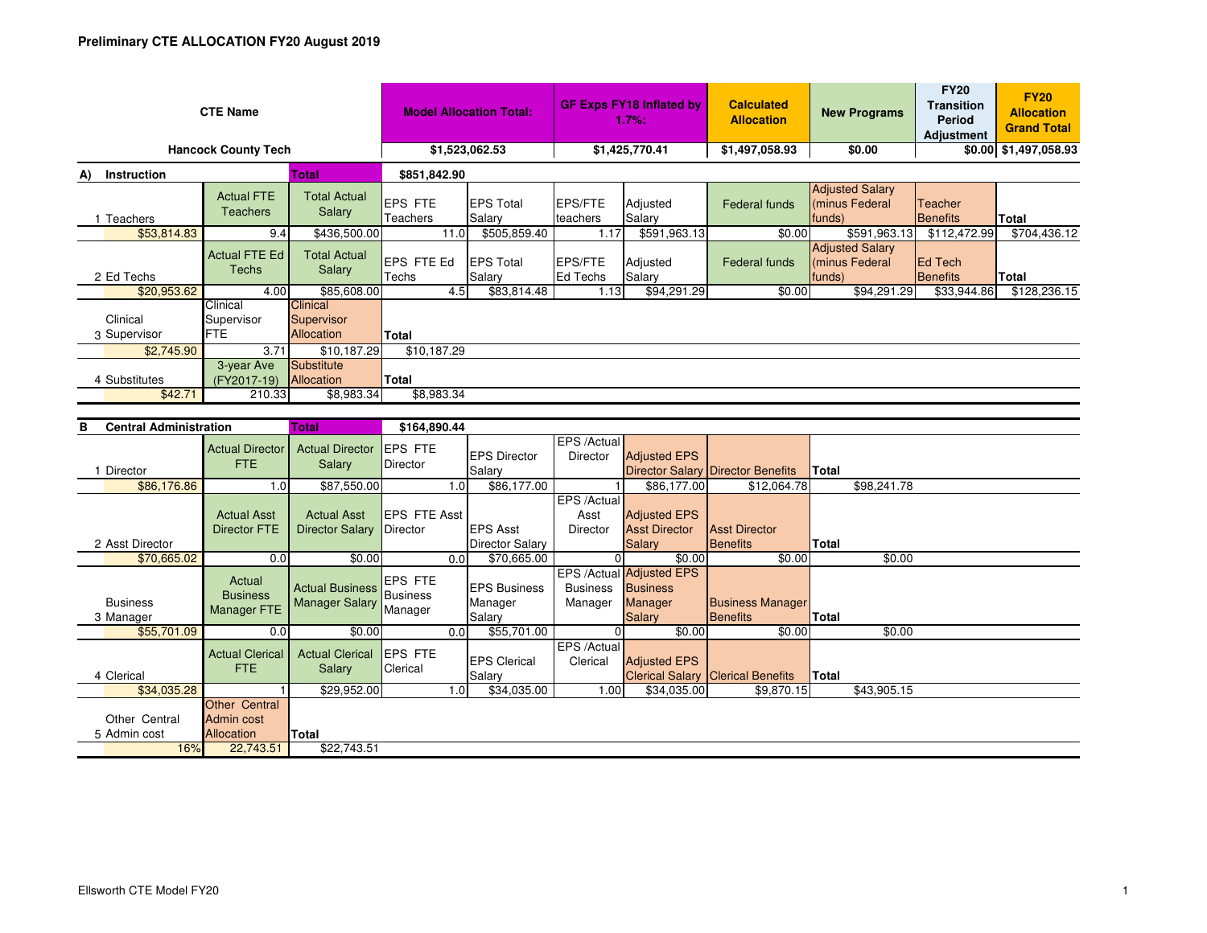# Preliminary CTE ALLOCATION FY20 August 2019

| CTE Name | Model Allocation Total: | GF Exps FY18 Inflated by 1.7%: | Calculated Allocation | New Programs | FY20 Transition Period Adjustment | FY20 Allocation Grand Total |
|---|---|---|---|---|---|---|
| Hancock County Tech | $1,523,062.53 | $1,425,770.41 | $1,497,058.93 | $0.00 | $0.00 | $1,497,058.93 |

## A) Instruction

**Total** $851,842.90

| 1 Teachers | Actual FTE Teachers | Total Actual Salary | EPS FTE Teachers | EPS Total Salary | EPS/FTE teachers | Adjusted Salary | Federal funds | Adjusted Salary (minus Federal funds) | Teacher Benefits | Total |
|---|---|---|---|---|---|---|---|---|---|---|
| $53,814.83 | 9.4 | $436,500.00 | 11.0 | $505,859.40 | 1.17 | $591,963.13 | $0.00 | $591,963.13 | $112,472.99 | $704,436.12 |

| 2 Ed Techs | Actual FTE Ed Techs | Total Actual Salary | EPS FTE Ed Techs | EPS Total Salary | EPS/FTE Ed Techs | Adjusted Salary | Federal funds | Adjusted Salary (minus Federal funds) | Ed Tech Benefits | Total |
|---|---|---|---|---|---|---|---|---|---|---|
| $20,953.62 | 4.00 | $85,608.00 | 4.5 | $83,814.48 | 1.13 | $94,291.29 | $0.00 | $94,291.29 | $33,944.86 | $128,236.15 |

| 3 Clinical Supervisor | Clinical Supervisor FTE | Clinical Supervisor Allocation | Total |
|---|---|---|---|
| $2,745.90 | 3.71 | $10,187.29 | $10,187.29 |

| 4 Substitutes | 3-year Ave (FY2017-19) | Substitute Allocation | Total |
|---|---|---|---|
| $42.71 | 210.33 | $8,983.34 | $8,983.34 |

## B Central Administration

**Total** $164,890.44

| 1 Director | Actual Director FTE | Actual Director Salary | EPS FTE Director | EPS Director Salary | EPS /Actual Director | Adjusted EPS Director Salary | Director Benefits | Total |
|---|---|---|---|---|---|---|---|---|
| $86,176.86 | 1.0 | $87,550.00 | 1.0 | $86,177.00 | 1 | $86,177.00 | $12,064.78 | $98,241.78 |

| 2 Asst Director | Actual Asst Director FTE | Actual Asst Director Salary | EPS FTE Asst Director | EPS Asst Director Salary | EPS /Actual Asst Director | Adjusted EPS Asst Director Salary | Asst Director Benefits | Total |
|---|---|---|---|---|---|---|---|---|
| $70,665.02 | 0.0 | $0.00 | 0.0 | $70,665.00 | 0 | $0.00 | $0.00 | $0.00 |

| 3 Business Manager | Actual Business Manager FTE | Actual Business Manager Salary | EPS FTE Business Manager | EPS Business Manager Salary | EPS /Actual Business Manager | Adjusted EPS Business Manager Salary | Business Manager Benefits | Total |
|---|---|---|---|---|---|---|---|---|
| $55,701.09 | 0.0 | $0.00 | 0.0 | $55,701.00 | 0 | $0.00 | $0.00 | $0.00 |

| 4 Clerical | Actual Clerical FTE | Actual Clerical Salary | EPS FTE Clerical | EPS Clerical Salary | EPS /Actual Clerical | Adjusted EPS Clerical Salary | Clerical Benefits | Total |
|---|---|---|---|---|---|---|---|---|
| $34,035.28 | 1 | $29,952.00 | 1.0 | $34,035.00 | 1.00 | $34,035.00 | $9,870.15 | $43,905.15 |

| 5 Other Central Admin cost | Other Central Admin cost Allocation | Total |
|---|---|---|
| 16% | 22,743.51 | $22,743.51 |

Ellsworth CTE Model FY20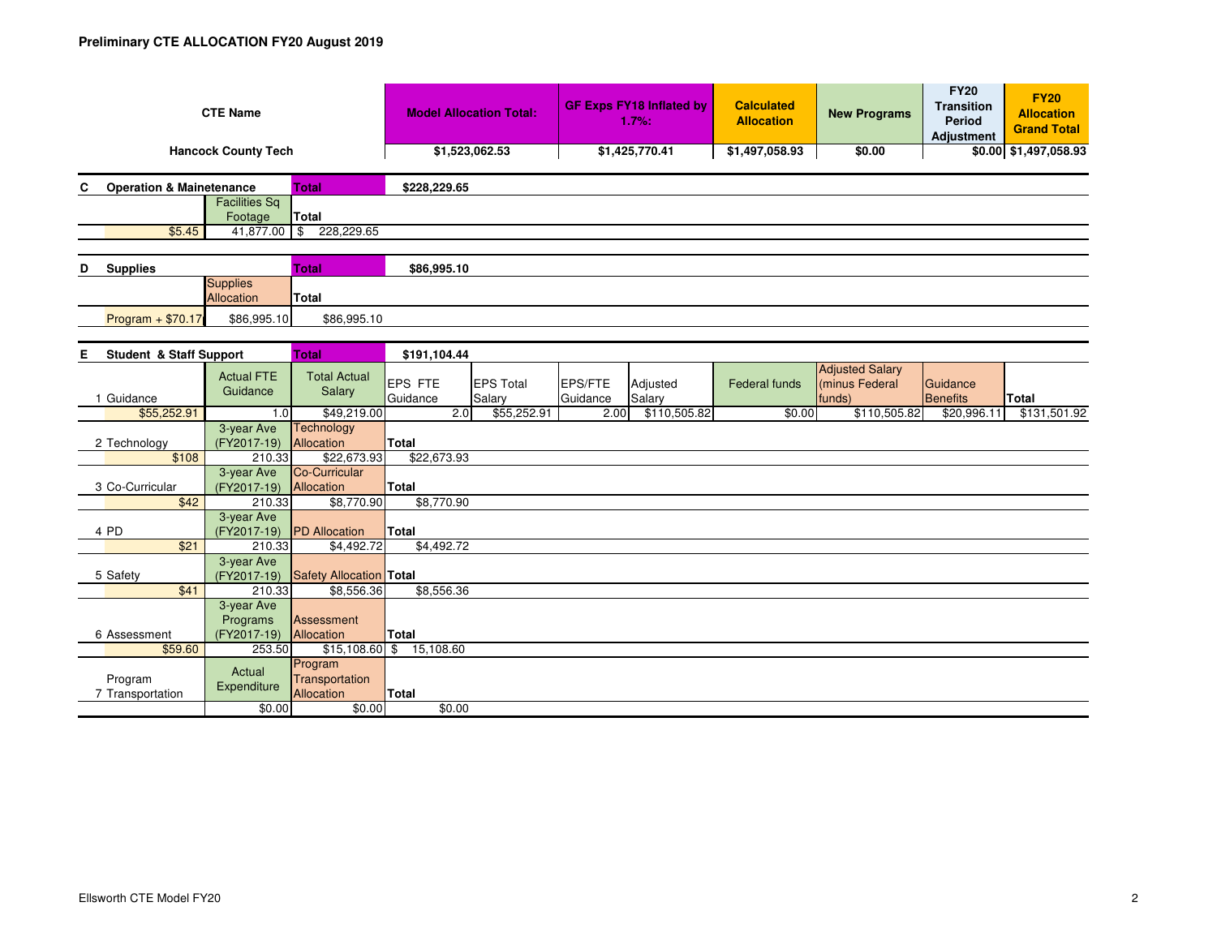**Preliminary CTE ALLOCATION FY20 August 2019**

| CTE Name | Model Allocation Total: | GF Exps FY18 Inflated by 1.7%: | Calculated Allocation | New Programs | FY20 Transition Period Adjustment | FY20 Allocation Grand Total |
|---|---|---|---|---|---|---|
| Hancock County Tech | $1,523,062.53 | $1,425,770.41 | $1,497,058.93 | $0.00 | $0.00 | $1,497,058.93 |

**C Operation & Mainetenance** — Total: $228,229.65

| | Facilities Sq Footage | Total |
|---|---|---|
| $5.45 | 41,877.00 | $ 228,229.65 |

**D Supplies** — Total: $86,995.10

| | Supplies Allocation | Total |
|---|---|---|
| Program + $70.17 | $86,995.10 | $86,995.10 |

**E Student & Staff Support** — Total: $191,104.44

| 1 Guidance | Actual FTE Guidance | Total Actual Salary | EPS FTE Guidance | EPS Total Salary | EPS/FTE Guidance | Adjusted Salary | Federal funds | Adjusted Salary (minus Federal funds) | Guidance Benefits | Total |
|---|---|---|---|---|---|---|---|---|---|---|
| $55,252.91 | 1.0 | $49,219.00 | 2.0 | $55,252.91 | 2.00 | $110,505.82 | $0.00 | $110,505.82 | $20,996.11 | $131,501.92 |

| 2 Technology | 3-year Ave (FY2017-19) | Technology Allocation | Total |
|---|---|---|---|
| $108 | 210.33 | $22,673.93 | $22,673.93 |

| 3 Co-Curricular | 3-year Ave (FY2017-19) | Co-Curricular Allocation | Total |
|---|---|---|---|
| $42 | 210.33 | $8,770.90 | $8,770.90 |

| 4 PD | 3-year Ave (FY2017-19) | PD Allocation | Total |
|---|---|---|---|
| $21 | 210.33 | $4,492.72 | $4,492.72 |

| 5 Safety | 3-year Ave (FY2017-19) | Safety Allocation | Total |
|---|---|---|---|
| $41 | 210.33 | $8,556.36 | $8,556.36 |

| 6 Assessment | 3-year Ave Programs (FY2017-19) | Assessment Allocation | Total |
|---|---|---|---|
| $59.60 | 253.50 | $15,108.60 | $ 15,108.60 |

| 7 Program Transportation | Actual Expenditure | Program Transportation Allocation | Total |
|---|---|---|---|
| | $0.00 | $0.00 | $0.00 |

Ellsworth CTE Model FY20